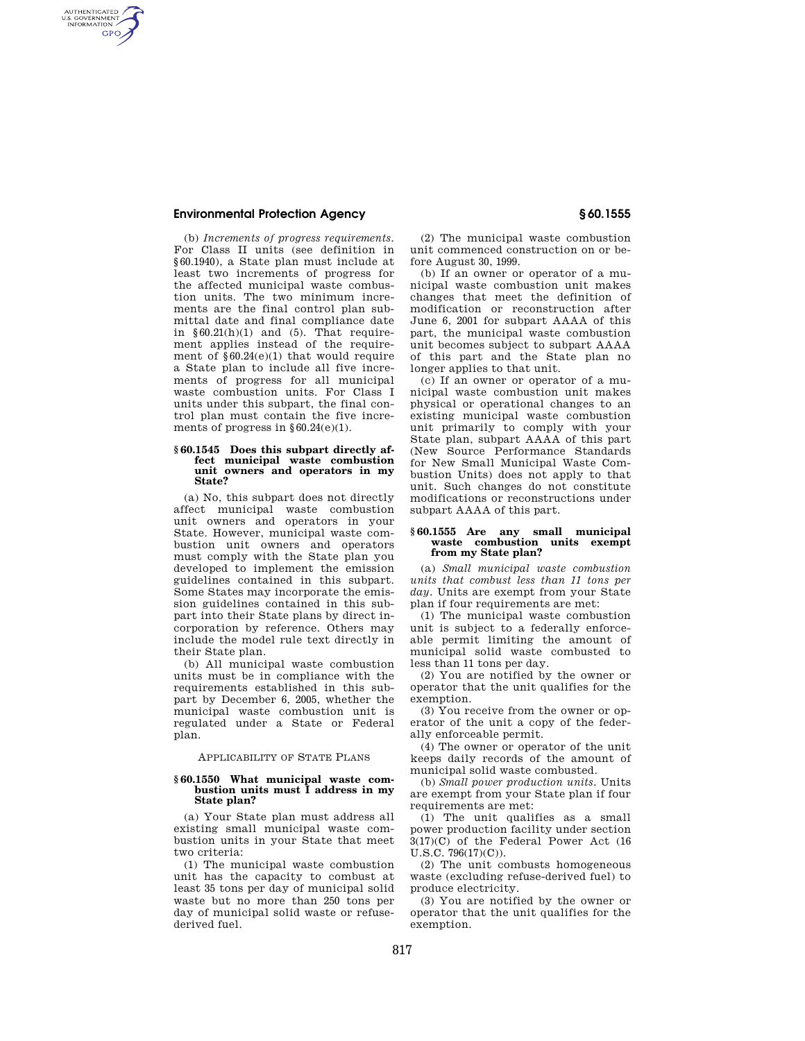(b) *Increments of progress requirements.* For Class II units (see definition in §60.1940), a State plan must include at least two increments of progress for the affected municipal waste combustion units. The two minimum increments are the final control plan submittal date and final compliance date in §60.21(h)(1) and (5). That requirement applies instead of the requirement of §60.24(e)(1) that would require a State plan to include all five increments of progress for all municipal waste combustion units. For Class I units under this subpart, the final control plan must contain the five increments of progress in §60.24(e)(1).

### §60.1545 Does this subpart directly affect municipal waste combustion unit owners and operators in my State?

(a) No, this subpart does not directly affect municipal waste combustion unit owners and operators in your State. However, municipal waste combustion unit owners and operators must comply with the State plan you developed to implement the emission guidelines contained in this subpart. Some States may incorporate the emission guidelines contained in this subpart into their State plans by direct incorporation by reference. Others may include the model rule text directly in their State plan.

(b) All municipal waste combustion units must be in compliance with the requirements established in this subpart by December 6, 2005, whether the municipal waste combustion unit is regulated under a State or Federal plan.

## APPLICABILITY OF STATE PLANS

### §60.1550 What municipal waste combustion units must I address in my State plan?

(a) Your State plan must address all existing small municipal waste combustion units in your State that meet two criteria:

(1) The municipal waste combustion unit has the capacity to combust at least 35 tons per day of municipal solid waste but no more than 250 tons per day of municipal solid waste or refuse-derived fuel.

(2) The municipal waste combustion unit commenced construction on or before August 30, 1999.

(b) If an owner or operator of a municipal waste combustion unit makes changes that meet the definition of modification or reconstruction after June 6, 2001 for subpart AAAA of this part, the municipal waste combustion unit becomes subject to subpart AAAA of this part and the State plan no longer applies to that unit.

(c) If an owner or operator of a municipal waste combustion unit makes physical or operational changes to an existing municipal waste combustion unit primarily to comply with your State plan, subpart AAAA of this part (New Source Performance Standards for New Small Municipal Waste Combustion Units) does not apply to that unit. Such changes do not constitute modifications or reconstructions under subpart AAAA of this part.

### §60.1555 Are any small municipal waste combustion units exempt from my State plan?

(a) *Small municipal waste combustion units that combust less than 11 tons per day.* Units are exempt from your State plan if four requirements are met:

(1) The municipal waste combustion unit is subject to a federally enforceable permit limiting the amount of municipal solid waste combusted to less than 11 tons per day.

(2) You are notified by the owner or operator that the unit qualifies for the exemption.

(3) You receive from the owner or operator of the unit a copy of the federally enforceable permit.

(4) The owner or operator of the unit keeps daily records of the amount of municipal solid waste combusted.

(b) *Small power production units.* Units are exempt from your State plan if four requirements are met:

(1) The unit qualifies as a small power production facility under section 3(17)(C) of the Federal Power Act (16 U.S.C. 796(17)(C)).

(2) The unit combusts homogeneous waste (excluding refuse-derived fuel) to produce electricity.

(3) You are notified by the owner or operator that the unit qualifies for the exemption.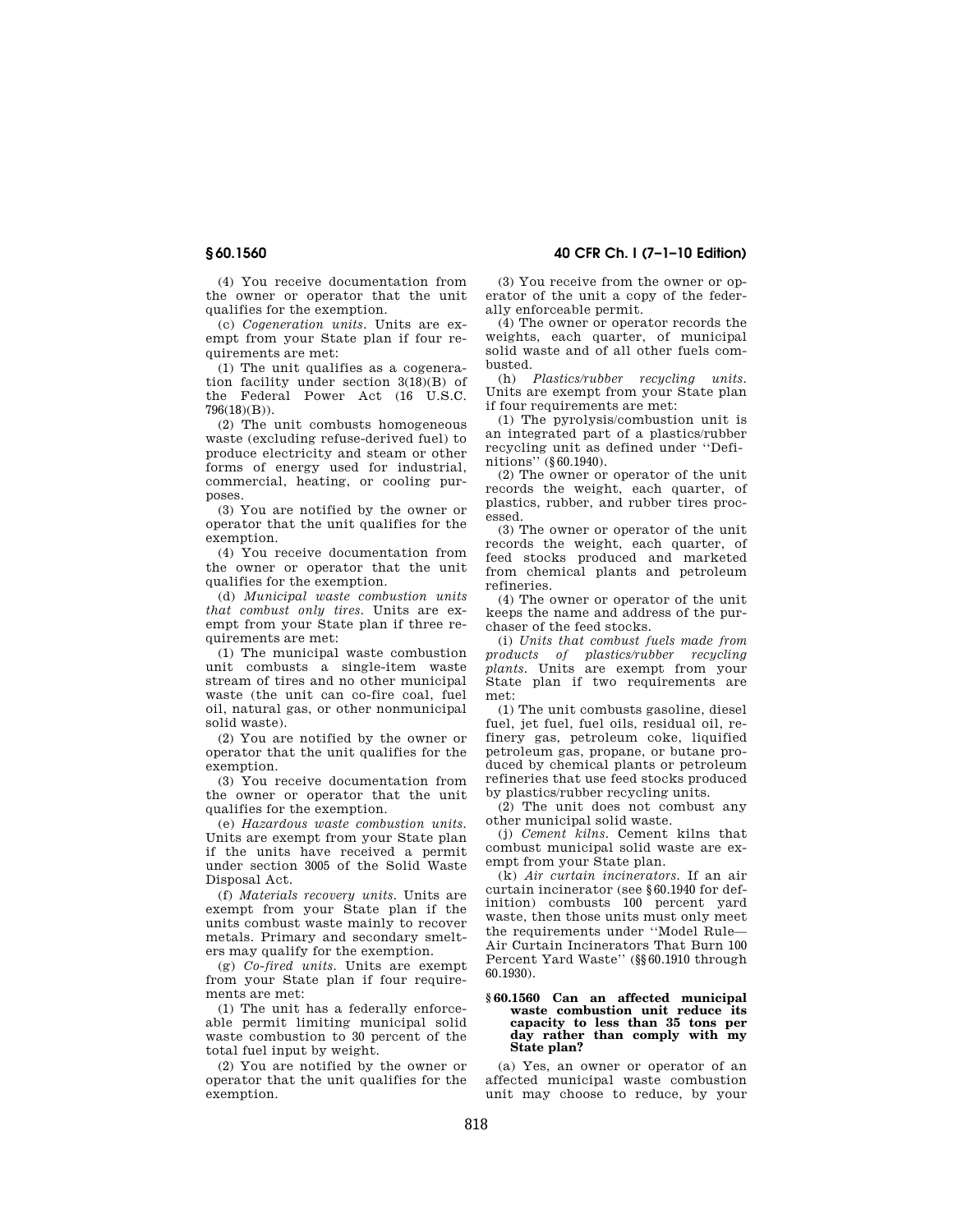(4) You receive documentation from the owner or operator that the unit qualifies for the exemption.

(c) *Cogeneration units*. Units are exempt from your State plan if four requirements are met:

(1) The unit qualifies as a cogeneration facility under section 3(18)(B) of the Federal Power Act (16 U.S.C. 796(18)(B)).

(2) The unit combusts homogeneous waste (excluding refuse-derived fuel) to produce electricity and steam or other forms of energy used for industrial, commercial, heating, or cooling purposes.

(3) You are notified by the owner or operator that the unit qualifies for the exemption.

(4) You receive documentation from the owner or operator that the unit qualifies for the exemption.

(d) *Municipal waste combustion units that combust only tires*. Units are exempt from your State plan if three requirements are met:

(1) The municipal waste combustion unit combusts a single-item waste stream of tires and no other municipal waste (the unit can co-fire coal, fuel oil, natural gas, or other nonmunicipal solid waste).

(2) You are notified by the owner or operator that the unit qualifies for the exemption.

(3) You receive documentation from the owner or operator that the unit qualifies for the exemption.

(e) *Hazardous waste combustion units*. Units are exempt from your State plan if the units have received a permit under section 3005 of the Solid Waste Disposal Act.

(f) *Materials recovery units*. Units are exempt from your State plan if the units combust waste mainly to recover metals. Primary and secondary smelters may qualify for the exemption.

(g) *Co-fired units*. Units are exempt from your State plan if four requirements are met:

(1) The unit has a federally enforceable permit limiting municipal solid waste combustion to 30 percent of the total fuel input by weight.

(2) You are notified by the owner or operator that the unit qualifies for the exemption.

(3) You receive from the owner or operator of the unit a copy of the federally enforceable permit.

(4) The owner or operator records the weights, each quarter, of municipal solid waste and of all other fuels combusted.

(h) *Plastics/rubber recycling units*. Units are exempt from your State plan if four requirements are met:

(1) The pyrolysis/combustion unit is an integrated part of a plastics/rubber recycling unit as defined under "Definitions" (§60.1940).

(2) The owner or operator of the unit records the weight, each quarter, of plastics, rubber, and rubber tires processed.

(3) The owner or operator of the unit records the weight, each quarter, of feed stocks produced and marketed from chemical plants and petroleum refineries.

(4) The owner or operator of the unit keeps the name and address of the purchaser of the feed stocks.

(i) *Units that combust fuels made from products of plastics/rubber recycling plants*. Units are exempt from your State plan if two requirements are met:

(1) The unit combusts gasoline, diesel fuel, jet fuel, fuel oils, residual oil, refinery gas, petroleum coke, liquified petroleum gas, propane, or butane produced by chemical plants or petroleum refineries that use feed stocks produced by plastics/rubber recycling units.

(2) The unit does not combust any other municipal solid waste.

(j) *Cement kilns*. Cement kilns that combust municipal solid waste are exempt from your State plan.

(k) *Air curtain incinerators*. If an air curtain incinerator (see §60.1940 for definition) combusts 100 percent yard waste, then those units must only meet the requirements under "Model Rule—Air Curtain Incinerators That Burn 100 Percent Yard Waste" (§§60.1910 through 60.1930).

### §60.1560 Can an affected municipal waste combustion unit reduce its capacity to less than 35 tons per day rather than comply with my State plan?

(a) Yes, an owner or operator of an affected municipal waste combustion unit may choose to reduce, by your